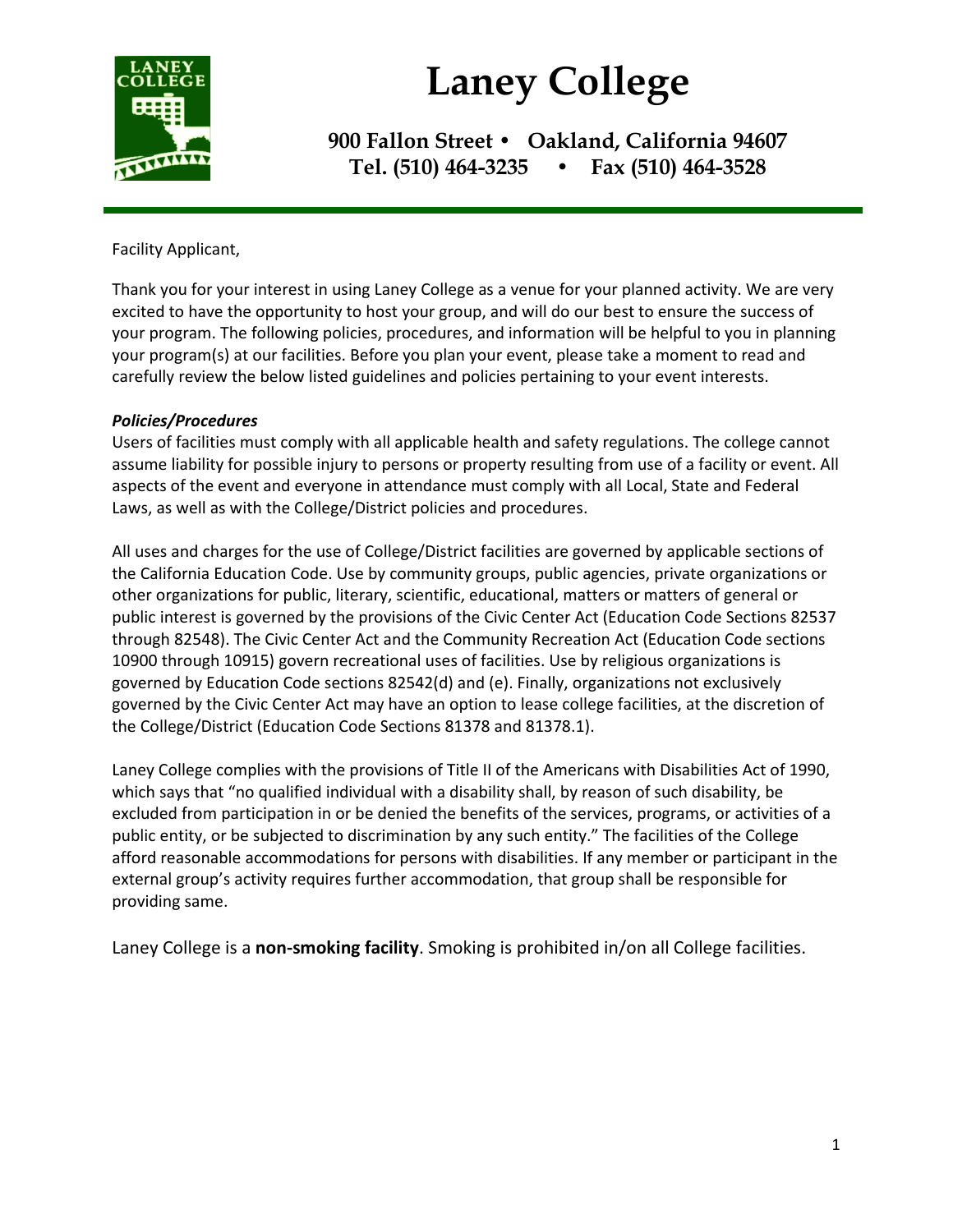# Laney College

**900 Fallon Street • Oakland, California 94607**
**Tel. (510) 464-3235 • Fax (510) 464-3528**

---

Facility Applicant,

Thank you for your interest in using Laney College as a venue for your planned activity. We are very excited to have the opportunity to host your group, and will do our best to ensure the success of your program. The following policies, procedures, and information will be helpful to you in planning your program(s) at our facilities. Before you plan your event, please take a moment to read and carefully review the below listed guidelines and policies pertaining to your event interests.

***Policies/Procedures***

Users of facilities must comply with all applicable health and safety regulations. The college cannot assume liability for possible injury to persons or property resulting from use of a facility or event. All aspects of the event and everyone in attendance must comply with all Local, State and Federal Laws, as well as with the College/District policies and procedures.

All uses and charges for the use of College/District facilities are governed by applicable sections of the California Education Code. Use by community groups, public agencies, private organizations or other organizations for public, literary, scientific, educational, matters or matters of general or public interest is governed by the provisions of the Civic Center Act (Education Code Sections 82537 through 82548). The Civic Center Act and the Community Recreation Act (Education Code sections 10900 through 10915) govern recreational uses of facilities. Use by religious organizations is governed by Education Code sections 82542(d) and (e). Finally, organizations not exclusively governed by the Civic Center Act may have an option to lease college facilities, at the discretion of the College/District (Education Code Sections 81378 and 81378.1).

Laney College complies with the provisions of Title II of the Americans with Disabilities Act of 1990, which says that "no qualified individual with a disability shall, by reason of such disability, be excluded from participation in or be denied the benefits of the services, programs, or activities of a public entity, or be subjected to discrimination by any such entity." The facilities of the College afford reasonable accommodations for persons with disabilities. If any member or participant in the external group's activity requires further accommodation, that group shall be responsible for providing same.

Laney College is a **non-smoking facility**. Smoking is prohibited in/on all College facilities.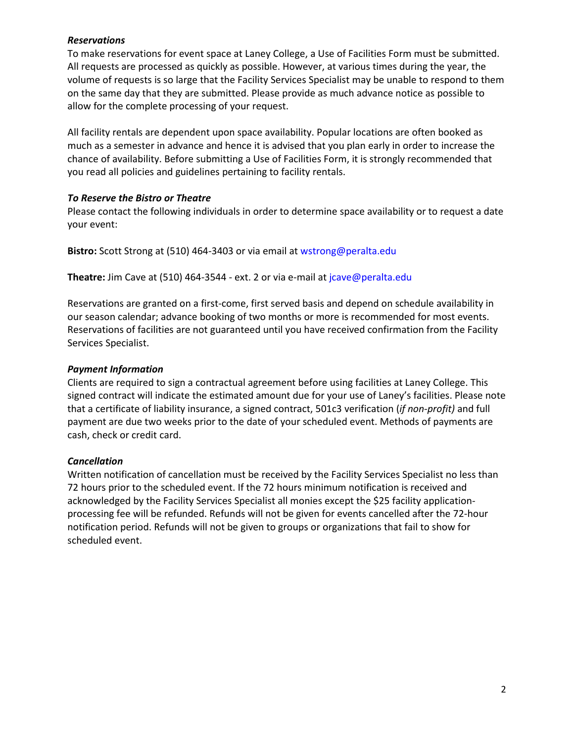### *Reservations*

To make reservations for event space at Laney College, a Use of Facilities Form must be submitted. All requests are processed as quickly as possible. However, at various times during the year, the volume of requests is so large that the Facility Services Specialist may be unable to respond to them on the same day that they are submitted. Please provide as much advance notice as possible to allow for the complete processing of your request.

All facility rentals are dependent upon space availability. Popular locations are often booked as much as a semester in advance and hence it is advised that you plan early in order to increase the chance of availability. Before submitting a Use of Facilities Form, it is strongly recommended that you read all policies and guidelines pertaining to facility rentals.

### *To Reserve the Bistro or Theatre*

Please contact the following individuals in order to determine space availability or to request a date your event:

**Bistro:** Scott Strong at (510) 464-3403 or via email at wstrong@peralta.edu

**Theatre:** Jim Cave at (510) 464-3544 - ext. 2 or via e-mail at jcave@peralta.edu

Reservations are granted on a first-come, first served basis and depend on schedule availability in our season calendar; advance booking of two months or more is recommended for most events. Reservations of facilities are not guaranteed until you have received confirmation from the Facility Services Specialist.

### *Payment Information*

Clients are required to sign a contractual agreement before using facilities at Laney College. This signed contract will indicate the estimated amount due for your use of Laney's facilities. Please note that a certificate of liability insurance, a signed contract, 501c3 verification (*if non-profit)* and full payment are due two weeks prior to the date of your scheduled event. Methods of payments are cash, check or credit card.

### *Cancellation*

Written notification of cancellation must be received by the Facility Services Specialist no less than 72 hours prior to the scheduled event. If the 72 hours minimum notification is received and acknowledged by the Facility Services Specialist all monies except the $25 facility application-processing fee will be refunded. Refunds will not be given for events cancelled after the 72-hour notification period. Refunds will not be given to groups or organizations that fail to show for scheduled event.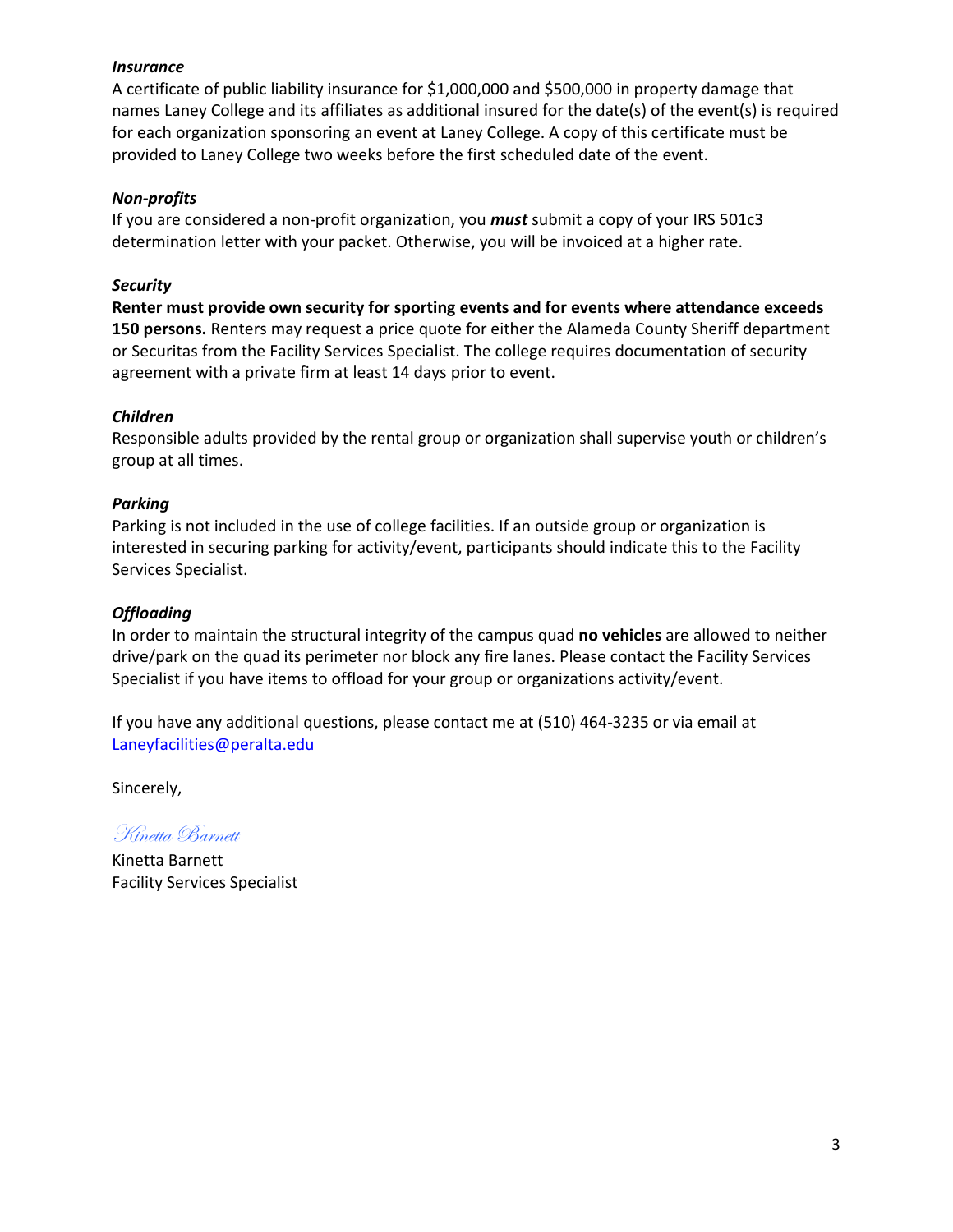***Insurance***

A certificate of public liability insurance for $1,000,000 and $500,000 in property damage that names Laney College and its affiliates as additional insured for the date(s) of the event(s) is required for each organization sponsoring an event at Laney College. A copy of this certificate must be provided to Laney College two weeks before the first scheduled date of the event.

***Non-profits***

If you are considered a non-profit organization, you ***must*** submit a copy of your IRS 501c3 determination letter with your packet. Otherwise, you will be invoiced at a higher rate.

***Security***

**Renter must provide own security for sporting events and for events where attendance exceeds 150 persons.** Renters may request a price quote for either the Alameda County Sheriff department or Securitas from the Facility Services Specialist. The college requires documentation of security agreement with a private firm at least 14 days prior to event.

***Children***

Responsible adults provided by the rental group or organization shall supervise youth or children's group at all times.

***Parking***

Parking is not included in the use of college facilities. If an outside group or organization is interested in securing parking for activity/event, participants should indicate this to the Facility Services Specialist.

***Offloading***

In order to maintain the structural integrity of the campus quad **no vehicles** are allowed to neither drive/park on the quad its perimeter nor block any fire lanes. Please contact the Facility Services Specialist if you have items to offload for your group or organizations activity/event.

If you have any additional questions, please contact me at (510) 464-3235 or via email at Laneyfacilities@peralta.edu

Sincerely,

*Kinetta Barnett*

Kinetta Barnett
Facility Services Specialist